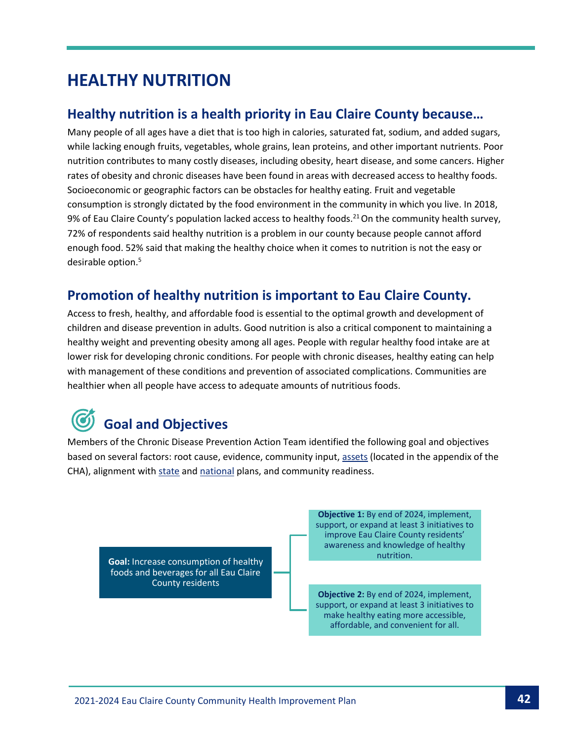# HEALTHY NUTRITION

## Healthy nutrition is a health priority in Eau Claire County because…

Many people of all ages have a diet that is too high in calories, saturated fat, sodium, and added sugars, while lacking enough fruits, vegetables, whole grains, lean proteins, and other important nutrients. Poor nutrition contributes to many costly diseases, including obesity, heart disease, and some cancers. Higher rates of obesity and chronic diseases have been found in areas with decreased access to healthy foods. Socioeconomic or geographic factors can be obstacles for healthy eating. Fruit and vegetable consumption is strongly dictated by the food environment in the community in which you live. In 2018, 9% of Eau Claire County's population lacked access to healthy foods.[21] On the community health survey, 72% of respondents said healthy nutrition is a problem in our county because people cannot afford enough food. 52% said that making the healthy choice when it comes to nutrition is not the easy or desirable option.[5]

## Promotion of healthy nutrition is important to Eau Claire County.

Access to fresh, healthy, and affordable food is essential to the optimal growth and development of children and disease prevention in adults. Good nutrition is also a critical component to maintaining a healthy weight and preventing obesity among all ages. People with regular healthy food intake are at lower risk for developing chronic conditions. For people with chronic diseases, healthy eating can help with management of these conditions and prevention of associated complications. Communities are healthier when all people have access to adequate amounts of nutritious foods.

## Goal and Objectives

Members of the Chronic Disease Prevention Action Team identified the following goal and objectives based on several factors: root cause, evidence, community input, assets (located in the appendix of the CHA), alignment with state and national plans, and community readiness.

**Goal:** Increase consumption of healthy foods and beverages for all Eau Claire County residents

- **Objective 1:** By end of 2024, implement, support, or expand at least 3 initiatives to improve Eau Claire County residents' awareness and knowledge of healthy nutrition.
- **Objective 2:** By end of 2024, implement, support, or expand at least 3 initiatives to make healthy eating more accessible, affordable, and convenient for all.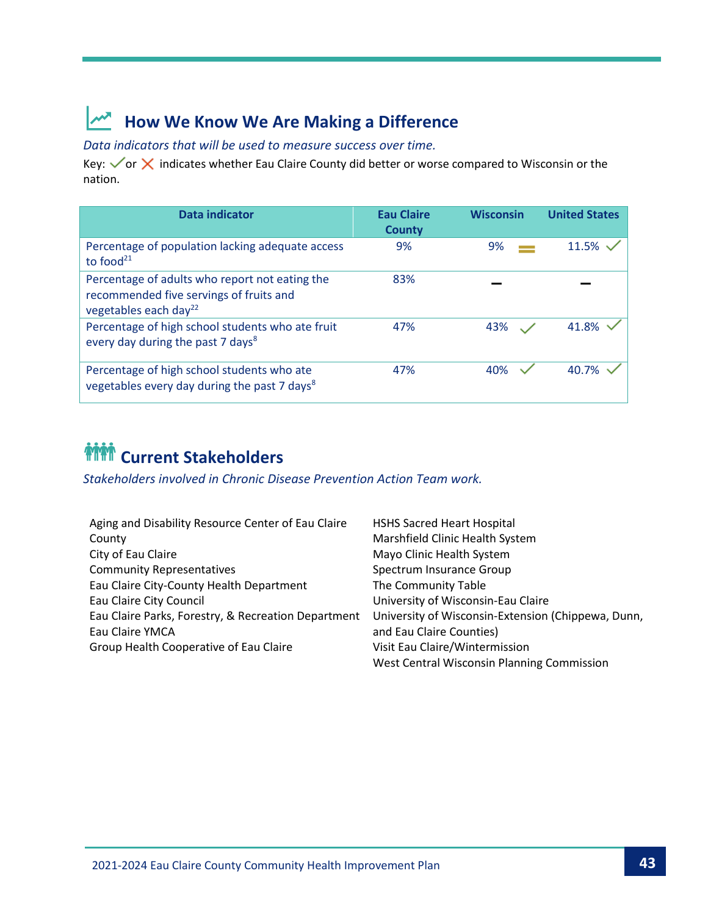## How We Know We Are Making a Difference

*Data indicators that will be used to measure success over time.*

Key: ✓ or ✗ indicates whether Eau Claire County did better or worse compared to Wisconsin or the nation.

| Data indicator | Eau Claire County | Wisconsin | United States |
|---|---|---|---|
| Percentage of population lacking adequate access to food[21] | 9% | 9% = | 11.5% ✓ |
| Percentage of adults who report not eating the recommended five servings of fruits and vegetables each day[22] | 83% | – | – |
| Percentage of high school students who ate fruit every day during the past 7 days[8] | 47% | 43% ✓ | 41.8% ✓ |
| Percentage of high school students who ate vegetables every day during the past 7 days[8] | 47% | 40% ✓ | 40.7% ✓ |

## Current Stakeholders

*Stakeholders involved in Chronic Disease Prevention Action Team work.*

- Aging and Disability Resource Center of Eau Claire County
- City of Eau Claire
- Community Representatives
- Eau Claire City-County Health Department
- Eau Claire City Council
- Eau Claire Parks, Forestry, & Recreation Department
- Eau Claire YMCA
- Group Health Cooperative of Eau Claire
- HSHS Sacred Heart Hospital
- Marshfield Clinic Health System
- Mayo Clinic Health System
- Spectrum Insurance Group
- The Community Table
- University of Wisconsin-Eau Claire
- University of Wisconsin-Extension (Chippewa, Dunn, and Eau Claire Counties)
- Visit Eau Claire/Wintermission
- West Central Wisconsin Planning Commission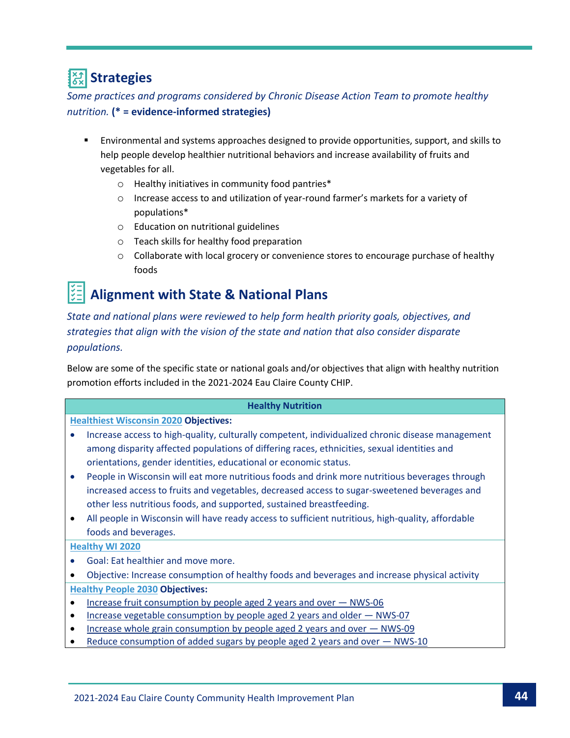## Strategies

*Some practices and programs considered by Chronic Disease Action Team to promote healthy nutrition.* **(* = evidence-informed strategies)**

- Environmental and systems approaches designed to provide opportunities, support, and skills to help people develop healthier nutritional behaviors and increase availability of fruits and vegetables for all.
  - Healthy initiatives in community food pantries*
  - Increase access to and utilization of year-round farmer's markets for a variety of populations*
  - Education on nutritional guidelines
  - Teach skills for healthy food preparation
  - Collaborate with local grocery or convenience stores to encourage purchase of healthy foods

## Alignment with State & National Plans

*State and national plans were reviewed to help form health priority goals, objectives, and strategies that align with the vision of the state and nation that also consider disparate populations.*

Below are some of the specific state or national goals and/or objectives that align with healthy nutrition promotion efforts included in the 2021-2024 Eau Claire County CHIP.

| Healthy Nutrition |
|---|
| Healthiest Wisconsin 2020 **Objectives:**<br>• Increase access to high-quality, culturally competent, individualized chronic disease management among disparity affected populations of differing races, ethnicities, sexual identities and orientations, gender identities, educational or economic status.<br>• People in Wisconsin will eat more nutritious foods and drink more nutritious beverages through increased access to fruits and vegetables, decreased access to sugar-sweetened beverages and other less nutritious foods, and supported, sustained breastfeeding.<br>• All people in Wisconsin will have ready access to sufficient nutritious, high-quality, affordable foods and beverages. |
| Healthy WI 2020<br>• Goal: Eat healthier and move more.<br>• Objective: Increase consumption of healthy foods and beverages and increase physical activity |
| Healthy People 2030 **Objectives:**<br>• Increase fruit consumption by people aged 2 years and over — NWS-06<br>• Increase vegetable consumption by people aged 2 years and older — NWS-07<br>• Increase whole grain consumption by people aged 2 years and over — NWS-09<br>• Reduce consumption of added sugars by people aged 2 years and over — NWS-10 |